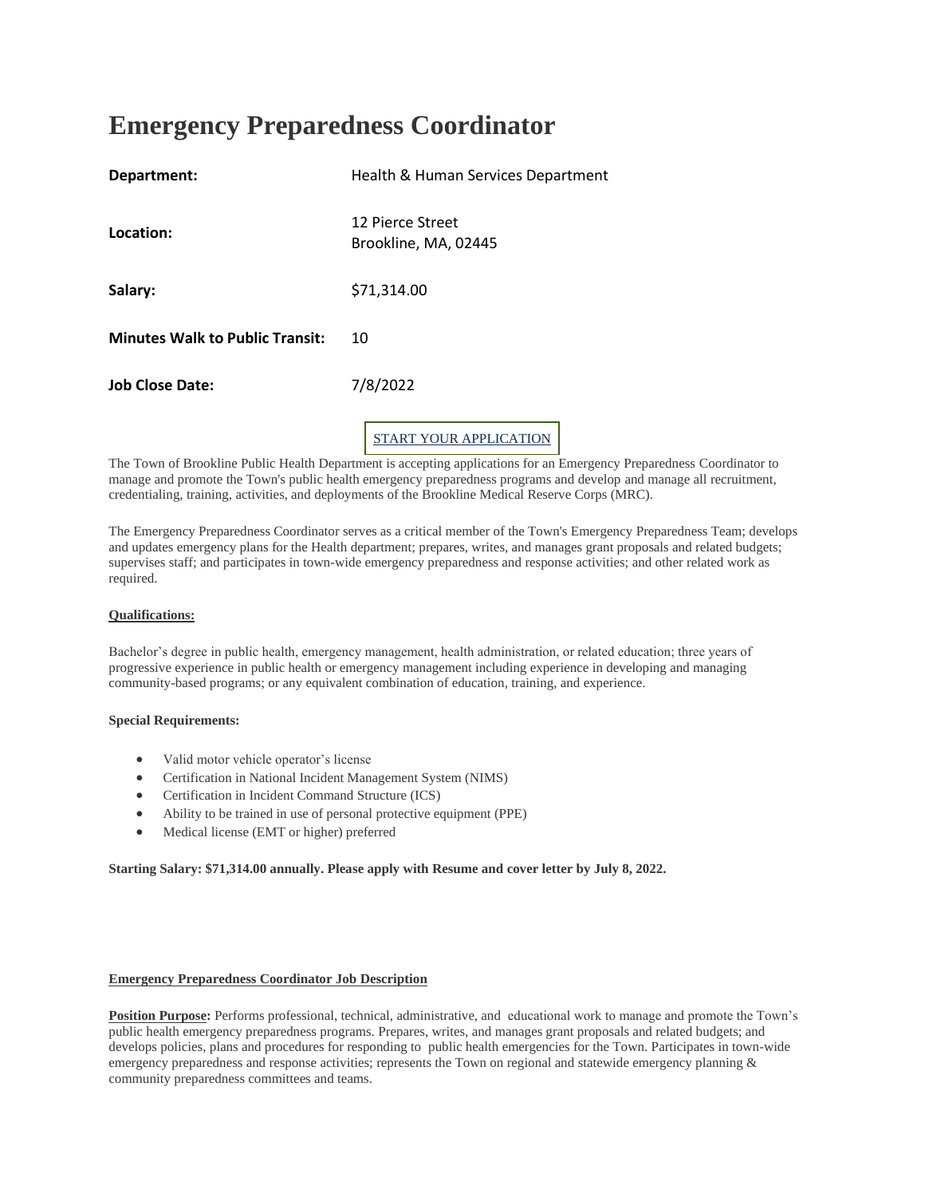# Emergency Preparedness Coordinator

| | |
|---|---|
| **Department:** | Health & Human Services Department |
| **Location:** | 12 Pierce Street<br>Brookline, MA, 02445 |
| **Salary:** | $71,314.00 |
| **Minutes Walk to Public Transit:** | 10 |
| **Job Close Date:** | 7/8/2022 |

START YOUR APPLICATION

The Town of Brookline Public Health Department is accepting applications for an Emergency Preparedness Coordinator to manage and promote the Town's public health emergency preparedness programs and develop and manage all recruitment, credentialing, training, activities, and deployments of the Brookline Medical Reserve Corps (MRC).

The Emergency Preparedness Coordinator serves as a critical member of the Town's Emergency Preparedness Team; develops and updates emergency plans for the Health department; prepares, writes, and manages grant proposals and related budgets; supervises staff; and participates in town-wide emergency preparedness and response activities; and other related work as required.

**Qualifications:**

Bachelor's degree in public health, emergency management, health administration, or related education; three years of progressive experience in public health or emergency management including experience in developing and managing community-based programs; or any equivalent combination of education, training, and experience.

**Special Requirements:**

- Valid motor vehicle operator's license
- Certification in National Incident Management System (NIMS)
- Certification in Incident Command Structure (ICS)
- Ability to be trained in use of personal protective equipment (PPE)
- Medical license (EMT or higher) preferred

**Starting Salary: $71,314.00 annually. Please apply with Resume and cover letter by July 8, 2022.**

**Emergency Preparedness Coordinator Job Description**

**Position Purpose:** Performs professional, technical, administrative, and educational work to manage and promote the Town's public health emergency preparedness programs. Prepares, writes, and manages grant proposals and related budgets; and develops policies, plans and procedures for responding to public health emergencies for the Town. Participates in town-wide emergency preparedness and response activities; represents the Town on regional and statewide emergency planning & community preparedness committees and teams.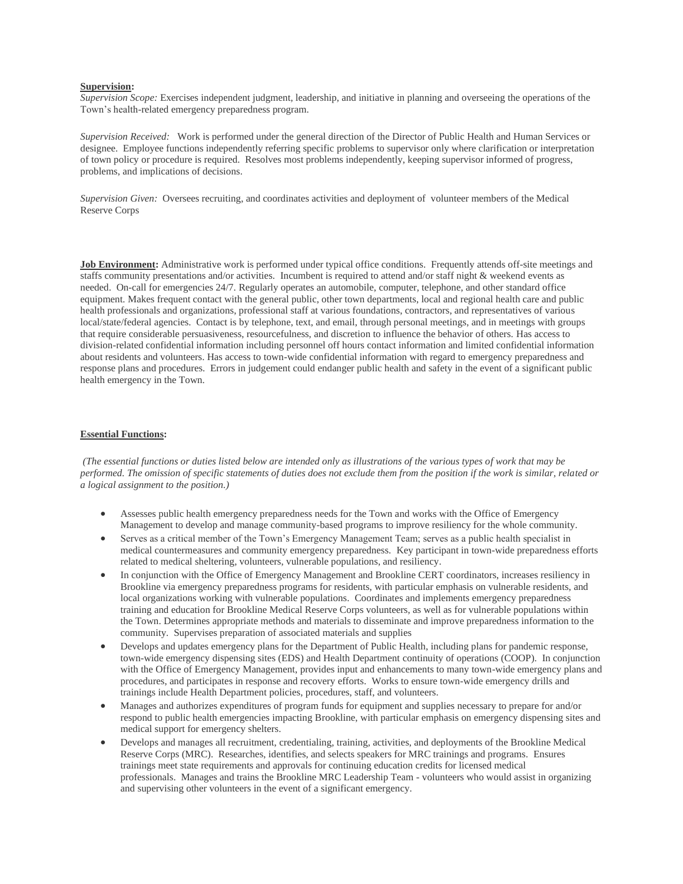**Supervision:**

*Supervision Scope:* Exercises independent judgment, leadership, and initiative in planning and overseeing the operations of the Town's health-related emergency preparedness program.

*Supervision Received:* Work is performed under the general direction of the Director of Public Health and Human Services or designee. Employee functions independently referring specific problems to supervisor only where clarification or interpretation of town policy or procedure is required. Resolves most problems independently, keeping supervisor informed of progress, problems, and implications of decisions.

*Supervision Given:* Oversees recruiting, and coordinates activities and deployment of volunteer members of the Medical Reserve Corps

**Job Environment:** Administrative work is performed under typical office conditions. Frequently attends off-site meetings and staffs community presentations and/or activities. Incumbent is required to attend and/or staff night & weekend events as needed. On-call for emergencies 24/7. Regularly operates an automobile, computer, telephone, and other standard office equipment. Makes frequent contact with the general public, other town departments, local and regional health care and public health professionals and organizations, professional staff at various foundations, contractors, and representatives of various local/state/federal agencies. Contact is by telephone, text, and email, through personal meetings, and in meetings with groups that require considerable persuasiveness, resourcefulness, and discretion to influence the behavior of others. Has access to division-related confidential information including personnel off hours contact information and limited confidential information about residents and volunteers. Has access to town-wide confidential information with regard to emergency preparedness and response plans and procedures. Errors in judgement could endanger public health and safety in the event of a significant public health emergency in the Town.

**Essential Functions:**

*(The essential functions or duties listed below are intended only as illustrations of the various types of work that may be performed. The omission of specific statements of duties does not exclude them from the position if the work is similar, related or a logical assignment to the position.)*

- Assesses public health emergency preparedness needs for the Town and works with the Office of Emergency Management to develop and manage community-based programs to improve resiliency for the whole community.
- Serves as a critical member of the Town's Emergency Management Team; serves as a public health specialist in medical countermeasures and community emergency preparedness. Key participant in town-wide preparedness efforts related to medical sheltering, volunteers, vulnerable populations, and resiliency.
- In conjunction with the Office of Emergency Management and Brookline CERT coordinators, increases resiliency in Brookline via emergency preparedness programs for residents, with particular emphasis on vulnerable residents, and local organizations working with vulnerable populations. Coordinates and implements emergency preparedness training and education for Brookline Medical Reserve Corps volunteers, as well as for vulnerable populations within the Town. Determines appropriate methods and materials to disseminate and improve preparedness information to the community. Supervises preparation of associated materials and supplies
- Develops and updates emergency plans for the Department of Public Health, including plans for pandemic response, town-wide emergency dispensing sites (EDS) and Health Department continuity of operations (COOP). In conjunction with the Office of Emergency Management, provides input and enhancements to many town-wide emergency plans and procedures, and participates in response and recovery efforts. Works to ensure town-wide emergency drills and trainings include Health Department policies, procedures, staff, and volunteers.
- Manages and authorizes expenditures of program funds for equipment and supplies necessary to prepare for and/or respond to public health emergencies impacting Brookline, with particular emphasis on emergency dispensing sites and medical support for emergency shelters.
- Develops and manages all recruitment, credentialing, training, activities, and deployments of the Brookline Medical Reserve Corps (MRC). Researches, identifies, and selects speakers for MRC trainings and programs. Ensures trainings meet state requirements and approvals for continuing education credits for licensed medical professionals. Manages and trains the Brookline MRC Leadership Team - volunteers who would assist in organizing and supervising other volunteers in the event of a significant emergency.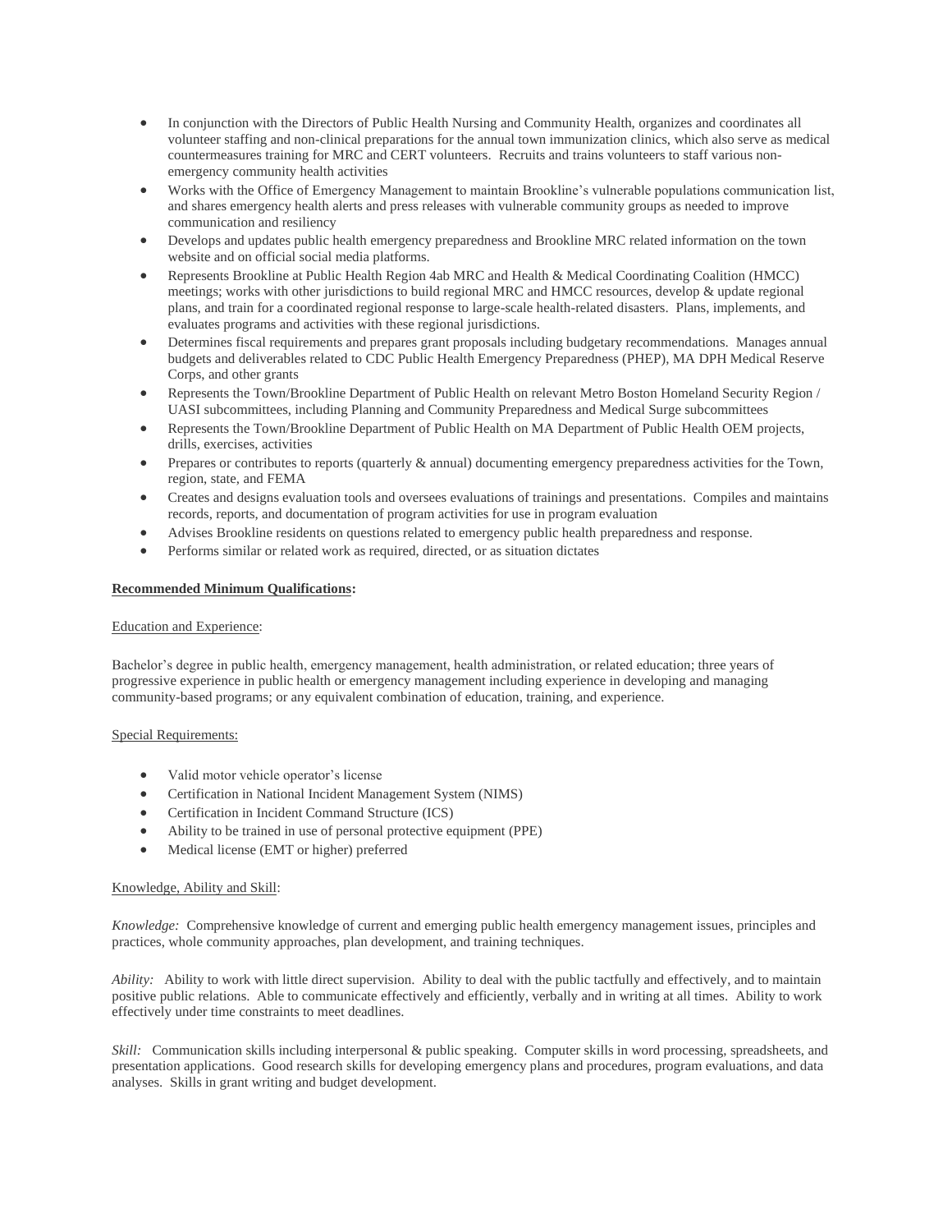- In conjunction with the Directors of Public Health Nursing and Community Health, organizes and coordinates all volunteer staffing and non-clinical preparations for the annual town immunization clinics, which also serve as medical countermeasures training for MRC and CERT volunteers. Recruits and trains volunteers to staff various non-emergency community health activities
- Works with the Office of Emergency Management to maintain Brookline's vulnerable populations communication list, and shares emergency health alerts and press releases with vulnerable community groups as needed to improve communication and resiliency
- Develops and updates public health emergency preparedness and Brookline MRC related information on the town website and on official social media platforms.
- Represents Brookline at Public Health Region 4ab MRC and Health & Medical Coordinating Coalition (HMCC) meetings; works with other jurisdictions to build regional MRC and HMCC resources, develop & update regional plans, and train for a coordinated regional response to large-scale health-related disasters. Plans, implements, and evaluates programs and activities with these regional jurisdictions.
- Determines fiscal requirements and prepares grant proposals including budgetary recommendations. Manages annual budgets and deliverables related to CDC Public Health Emergency Preparedness (PHEP), MA DPH Medical Reserve Corps, and other grants
- Represents the Town/Brookline Department of Public Health on relevant Metro Boston Homeland Security Region / UASI subcommittees, including Planning and Community Preparedness and Medical Surge subcommittees
- Represents the Town/Brookline Department of Public Health on MA Department of Public Health OEM projects, drills, exercises, activities
- Prepares or contributes to reports (quarterly & annual) documenting emergency preparedness activities for the Town, region, state, and FEMA
- Creates and designs evaluation tools and oversees evaluations of trainings and presentations. Compiles and maintains records, reports, and documentation of program activities for use in program evaluation
- Advises Brookline residents on questions related to emergency public health preparedness and response.
- Performs similar or related work as required, directed, or as situation dictates

**Recommended Minimum Qualifications:**

Education and Experience:

Bachelor's degree in public health, emergency management, health administration, or related education; three years of progressive experience in public health or emergency management including experience in developing and managing community-based programs; or any equivalent combination of education, training, and experience.

Special Requirements:

- Valid motor vehicle operator's license
- Certification in National Incident Management System (NIMS)
- Certification in Incident Command Structure (ICS)
- Ability to be trained in use of personal protective equipment (PPE)
- Medical license (EMT or higher) preferred

Knowledge, Ability and Skill:

*Knowledge:* Comprehensive knowledge of current and emerging public health emergency management issues, principles and practices, whole community approaches, plan development, and training techniques.

*Ability:* Ability to work with little direct supervision. Ability to deal with the public tactfully and effectively, and to maintain positive public relations. Able to communicate effectively and efficiently, verbally and in writing at all times. Ability to work effectively under time constraints to meet deadlines.

*Skill:* Communication skills including interpersonal & public speaking. Computer skills in word processing, spreadsheets, and presentation applications. Good research skills for developing emergency plans and procedures, program evaluations, and data analyses. Skills in grant writing and budget development.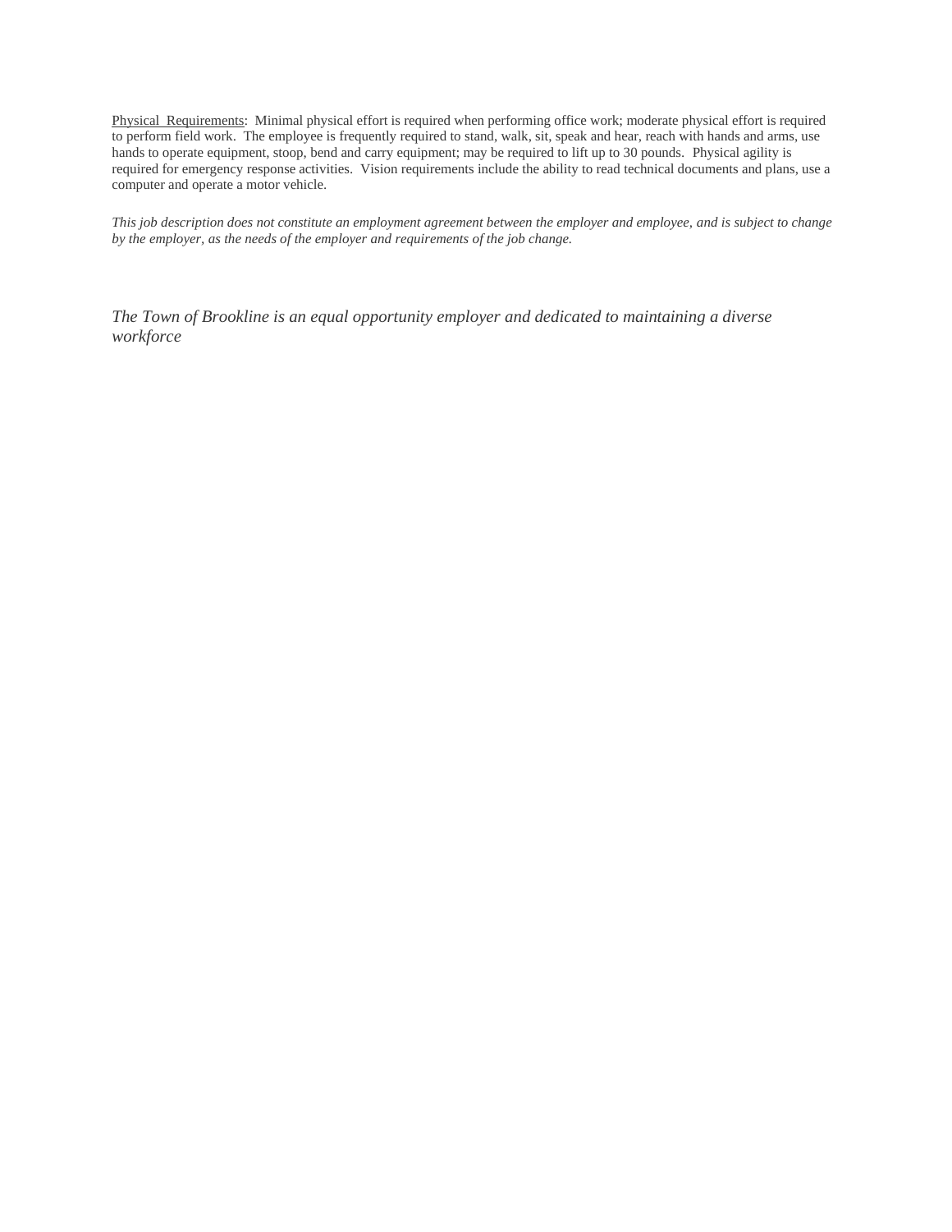Physical Requirements: Minimal physical effort is required when performing office work; moderate physical effort is required to perform field work. The employee is frequently required to stand, walk, sit, speak and hear, reach with hands and arms, use hands to operate equipment, stoop, bend and carry equipment; may be required to lift up to 30 pounds. Physical agility is required for emergency response activities. Vision requirements include the ability to read technical documents and plans, use a computer and operate a motor vehicle.

*This job description does not constitute an employment agreement between the employer and employee, and is subject to change by the employer, as the needs of the employer and requirements of the job change.*

*The Town of Brookline is an equal opportunity employer and dedicated to maintaining a diverse workforce*